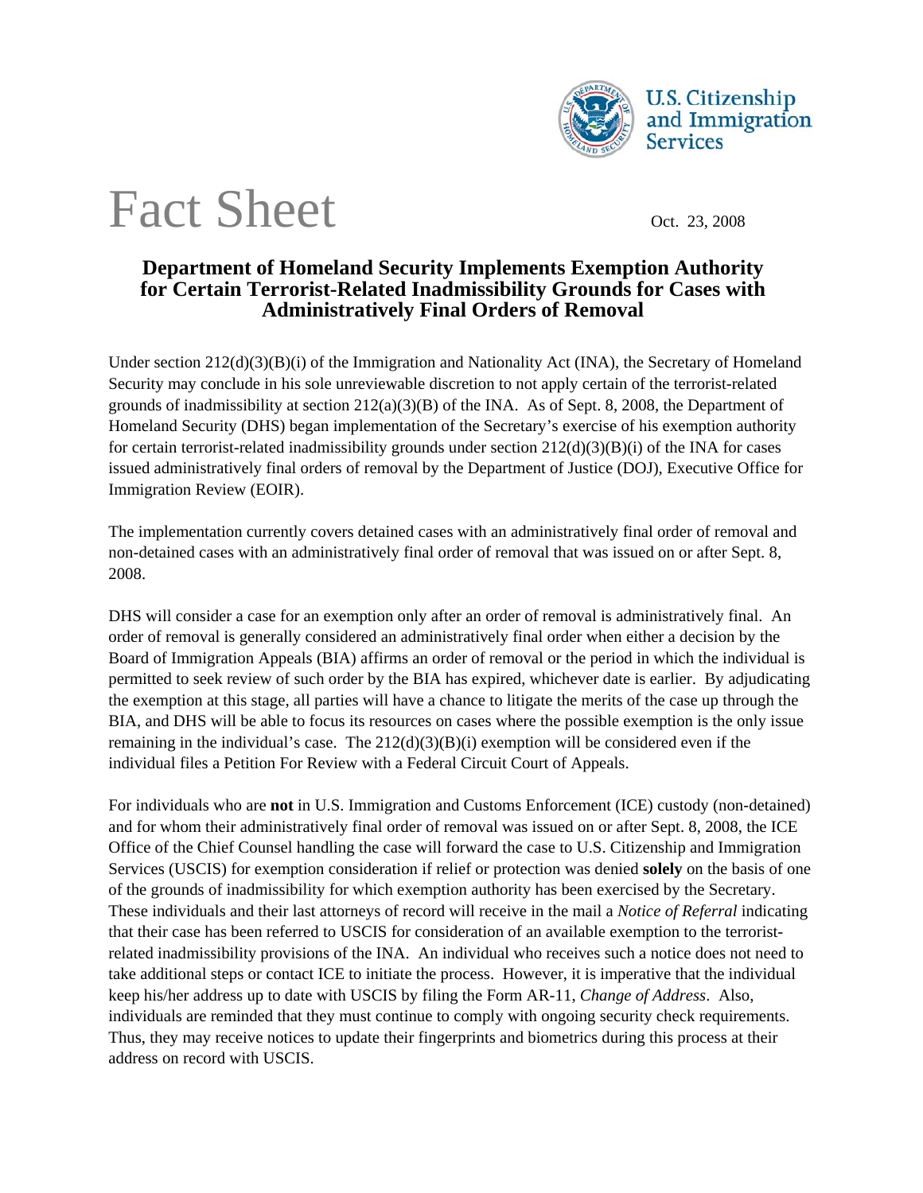U.S. Citizenship and Immigration Services

# Fact Sheet

Oct. 23, 2008

## Department of Homeland Security Implements Exemption Authority for Certain Terrorist-Related Inadmissibility Grounds for Cases with Administratively Final Orders of Removal

Under section 212(d)(3)(B)(i) of the Immigration and Nationality Act (INA), the Secretary of Homeland Security may conclude in his sole unreviewable discretion to not apply certain of the terrorist-related grounds of inadmissibility at section 212(a)(3)(B) of the INA. As of Sept. 8, 2008, the Department of Homeland Security (DHS) began implementation of the Secretary's exercise of his exemption authority for certain terrorist-related inadmissibility grounds under section 212(d)(3)(B)(i) of the INA for cases issued administratively final orders of removal by the Department of Justice (DOJ), Executive Office for Immigration Review (EOIR).

The implementation currently covers detained cases with an administratively final order of removal and non-detained cases with an administratively final order of removal that was issued on or after Sept. 8, 2008.

DHS will consider a case for an exemption only after an order of removal is administratively final. An order of removal is generally considered an administratively final order when either a decision by the Board of Immigration Appeals (BIA) affirms an order of removal or the period in which the individual is permitted to seek review of such order by the BIA has expired, whichever date is earlier. By adjudicating the exemption at this stage, all parties will have a chance to litigate the merits of the case up through the BIA, and DHS will be able to focus its resources on cases where the possible exemption is the only issue remaining in the individual's case. The 212(d)(3)(B)(i) exemption will be considered even if the individual files a Petition For Review with a Federal Circuit Court of Appeals.

For individuals who are **not** in U.S. Immigration and Customs Enforcement (ICE) custody (non-detained) and for whom their administratively final order of removal was issued on or after Sept. 8, 2008, the ICE Office of the Chief Counsel handling the case will forward the case to U.S. Citizenship and Immigration Services (USCIS) for exemption consideration if relief or protection was denied **solely** on the basis of one of the grounds of inadmissibility for which exemption authority has been exercised by the Secretary. These individuals and their last attorneys of record will receive in the mail a *Notice of Referral* indicating that their case has been referred to USCIS for consideration of an available exemption to the terrorist-related inadmissibility provisions of the INA. An individual who receives such a notice does not need to take additional steps or contact ICE to initiate the process. However, it is imperative that the individual keep his/her address up to date with USCIS by filing the Form AR-11, *Change of Address*. Also, individuals are reminded that they must continue to comply with ongoing security check requirements. Thus, they may receive notices to update their fingerprints and biometrics during this process at their address on record with USCIS.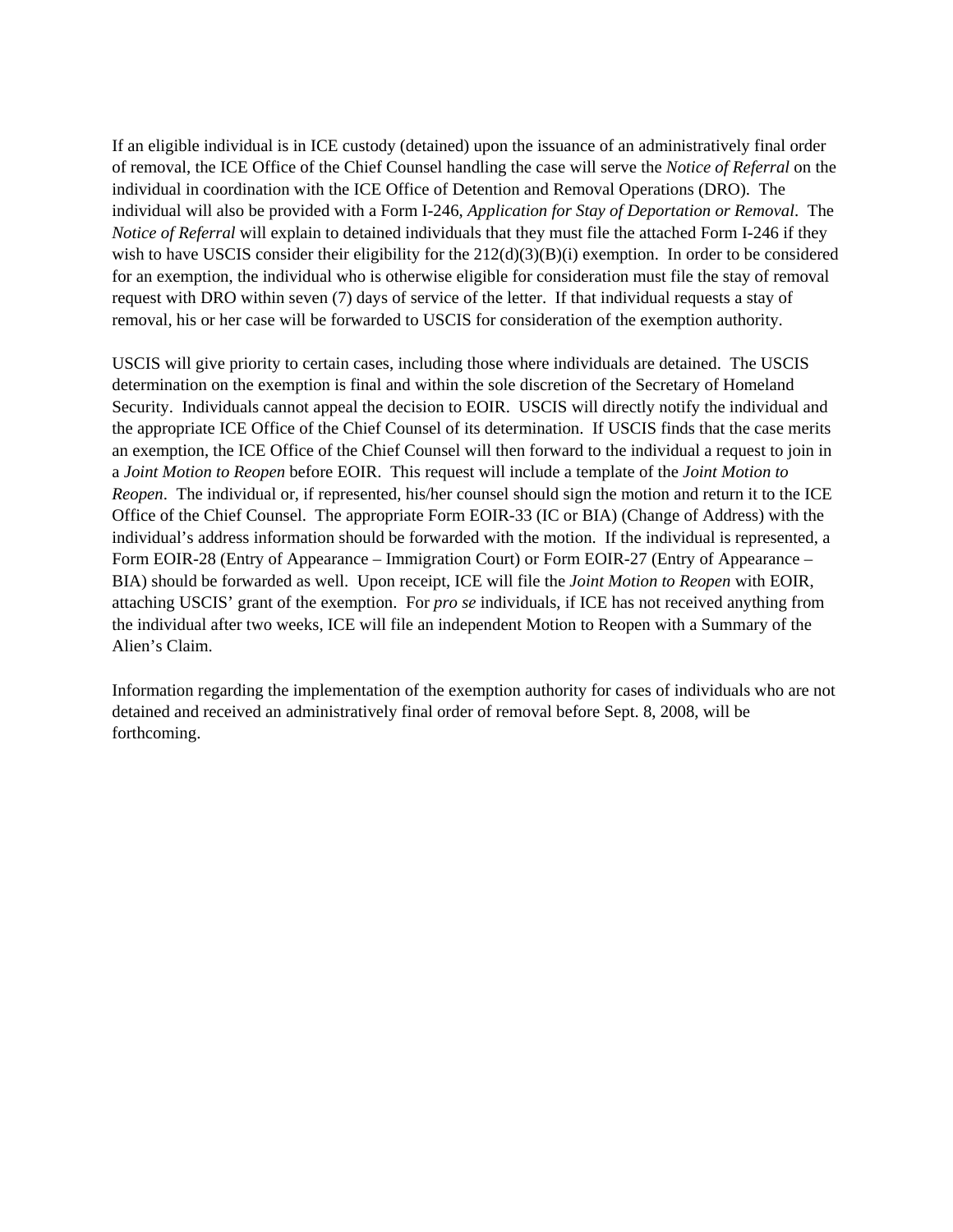If an eligible individual is in ICE custody (detained) upon the issuance of an administratively final order of removal, the ICE Office of the Chief Counsel handling the case will serve the *Notice of Referral* on the individual in coordination with the ICE Office of Detention and Removal Operations (DRO). The individual will also be provided with a Form I-246, *Application for Stay of Deportation or Removal*. The *Notice of Referral* will explain to detained individuals that they must file the attached Form I-246 if they wish to have USCIS consider their eligibility for the 212(d)(3)(B)(i) exemption. In order to be considered for an exemption, the individual who is otherwise eligible for consideration must file the stay of removal request with DRO within seven (7) days of service of the letter. If that individual requests a stay of removal, his or her case will be forwarded to USCIS for consideration of the exemption authority.

USCIS will give priority to certain cases, including those where individuals are detained. The USCIS determination on the exemption is final and within the sole discretion of the Secretary of Homeland Security. Individuals cannot appeal the decision to EOIR. USCIS will directly notify the individual and the appropriate ICE Office of the Chief Counsel of its determination. If USCIS finds that the case merits an exemption, the ICE Office of the Chief Counsel will then forward to the individual a request to join in a *Joint Motion to Reopen* before EOIR. This request will include a template of the *Joint Motion to Reopen*. The individual or, if represented, his/her counsel should sign the motion and return it to the ICE Office of the Chief Counsel. The appropriate Form EOIR-33 (IC or BIA) (Change of Address) with the individual's address information should be forwarded with the motion. If the individual is represented, a Form EOIR-28 (Entry of Appearance – Immigration Court) or Form EOIR-27 (Entry of Appearance – BIA) should be forwarded as well. Upon receipt, ICE will file the *Joint Motion to Reopen* with EOIR, attaching USCIS' grant of the exemption. For *pro se* individuals, if ICE has not received anything from the individual after two weeks, ICE will file an independent Motion to Reopen with a Summary of the Alien's Claim.

Information regarding the implementation of the exemption authority for cases of individuals who are not detained and received an administratively final order of removal before Sept. 8, 2008, will be forthcoming.